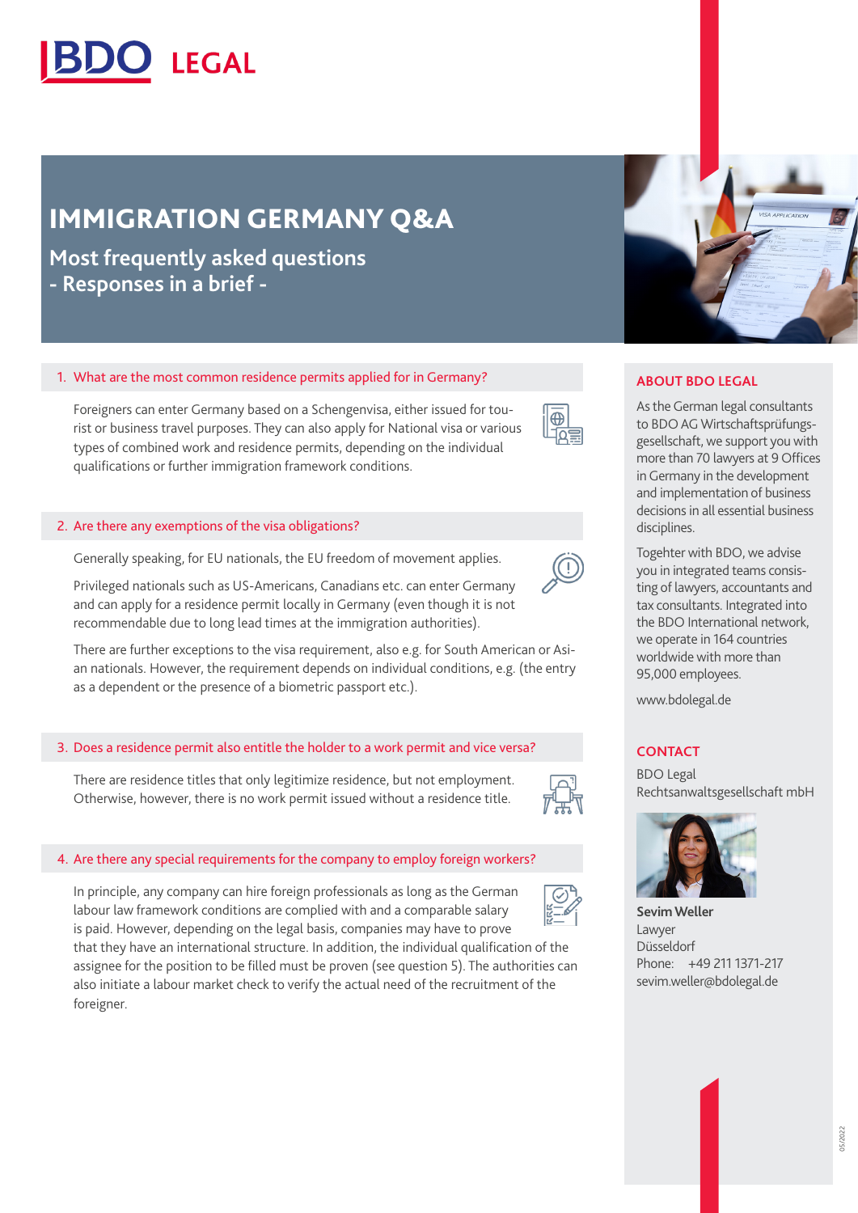BDO LEGAL

# IMMIGRATION GERMANY Q&A

## Most frequently asked questions - Responses in a brief -

### 1. What are the most common residence permits applied for in Germany?

Foreigners can enter Germany based on a Schengenvisa, either issued for tourist or business travel purposes. They can also apply for National visa or various types of combined work and residence permits, depending on the individual qualifications or further immigration framework conditions.

### 2. Are there any exemptions of the visa obligations?

Generally speaking, for EU nationals, the EU freedom of movement applies.

Privileged nationals such as US-Americans, Canadians etc. can enter Germany and can apply for a residence permit locally in Germany (even though it is not recommendable due to long lead times at the immigration authorities).

There are further exceptions to the visa requirement, also e.g. for South American or Asian nationals. However, the requirement depends on individual conditions, e.g. (the entry as a dependent or the presence of a biometric passport etc.).

### 3. Does a residence permit also entitle the holder to a work permit and vice versa?

There are residence titles that only legitimize residence, but not employment. Otherwise, however, there is no work permit issued without a residence title.

### 4. Are there any special requirements for the company to employ foreign workers?

In principle, any company can hire foreign professionals as long as the German labour law framework conditions are complied with and a comparable salary is paid. However, depending on the legal basis, companies may have to prove that they have an international structure. In addition, the individual qualification of the assignee for the position to be filled must be proven (see question 5). The authorities can also initiate a labour market check to verify the actual need of the recruitment of the foreigner.

### ABOUT BDO LEGAL

As the German legal consultants to BDO AG Wirtschaftsprüfungsgesellschaft, we support you with more than 70 lawyers at 9 Offices in Germany in the development and implementation of business decisions in all essential business disciplines.

Togehter with BDO, we advise you in integrated teams consisting of lawyers, accountants and tax consultants. Integrated into the BDO International network, we operate in 164 countries worldwide with more than 95,000 employees.

www.bdolegal.de

### CONTACT

BDO Legal Rechtsanwaltsgesellschaft mbH

**Sevim Weller**
Lawyer
Düsseldorf
Phone: +49 211 1371-217
sevim.weller@bdolegal.de

05/2022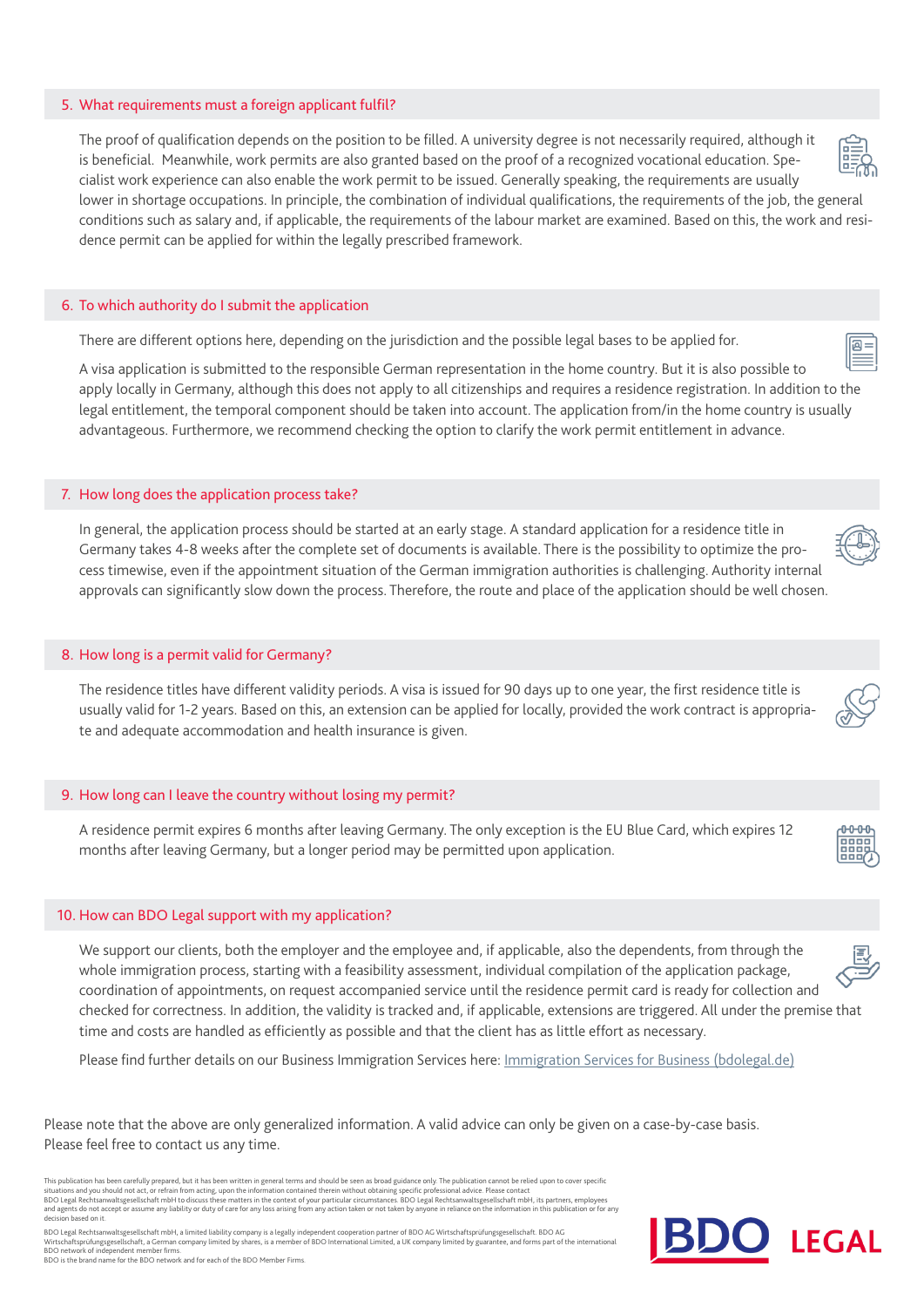## 5. What requirements must a foreign applicant fulfil?

The proof of qualification depends on the position to be filled. A university degree is not necessarily required, although it is beneficial. Meanwhile, work permits are also granted based on the proof of a recognized vocational education. Specialist work experience can also enable the work permit to be issued. Generally speaking, the requirements are usually lower in shortage occupations. In principle, the combination of individual qualifications, the requirements of the job, the general conditions such as salary and, if applicable, the requirements of the labour market are examined. Based on this, the work and residence permit can be applied for within the legally prescribed framework.

## 6. To which authority do I submit the application

There are different options here, depending on the jurisdiction and the possible legal bases to be applied for.

A visa application is submitted to the responsible German representation in the home country. But it is also possible to apply locally in Germany, although this does not apply to all citizenships and requires a residence registration. In addition to the legal entitlement, the temporal component should be taken into account. The application from/in the home country is usually advantageous. Furthermore, we recommend checking the option to clarify the work permit entitlement in advance.

## 7. How long does the application process take?

In general, the application process should be started at an early stage. A standard application for a residence title in Germany takes 4-8 weeks after the complete set of documents is available. There is the possibility to optimize the process timewise, even if the appointment situation of the German immigration authorities is challenging. Authority internal approvals can significantly slow down the process. Therefore, the route and place of the application should be well chosen.

## 8. How long is a permit valid for Germany?

The residence titles have different validity periods. A visa is issued for 90 days up to one year, the first residence title is usually valid for 1-2 years. Based on this, an extension can be applied for locally, provided the work contract is appropriate and adequate accommodation and health insurance is given.

## 9. How long can I leave the country without losing my permit?

A residence permit expires 6 months after leaving Germany. The only exception is the EU Blue Card, which expires 12 months after leaving Germany, but a longer period may be permitted upon application.

## 10. How can BDO Legal support with my application?

We support our clients, both the employer and the employee and, if applicable, also the dependents, from through the whole immigration process, starting with a feasibility assessment, individual compilation of the application package, coordination of appointments, on request accompanied service until the residence permit card is ready for collection and checked for correctness. In addition, the validity is tracked and, if applicable, extensions are triggered. All under the premise that time and costs are handled as efficiently as possible and that the client has as little effort as necessary.

Please find further details on our Business Immigration Services here: [Immigration Services for Business (bdolegal.de)]

Please note that the above are only generalized information. A valid advice can only be given on a case-by-case basis. Please feel free to contact us any time.

This publication has been carefully prepared, but it has been written in general terms and should be seen as broad guidance only. The publication cannot be relied upon to cover specific situations and you should not act, or refrain from acting, upon the information contained therein without obtaining specific professional advice. Please contact BDO Legal Rechtsanwaltsgesellschaft mbH to discuss these matters in the context of your particular circumstances. BDO Legal Rechtsanwaltsgesellschaft mbH, its partners, employees and agents do not accept or assume any liability or duty of care for any loss arising from any action taken or not taken by anyone in reliance on the information in this publication or for any decision based on it.

BDO Legal Rechtsanwaltsgesellschaft mbH, a limited liability company is a legally independent cooperation partner of BDO AG Wirtschaftsprüfungsgesellschaft. BDO AG Wirtschaftsprüfungsgesellschaft, a German company limited by shares, is a member of BDO International Limited, a UK company limited by guarantee, and forms part of the international BDO network of independent member firms.
BDO is the brand name for the BDO network and for each of the BDO Member Firms.

BDO LEGAL